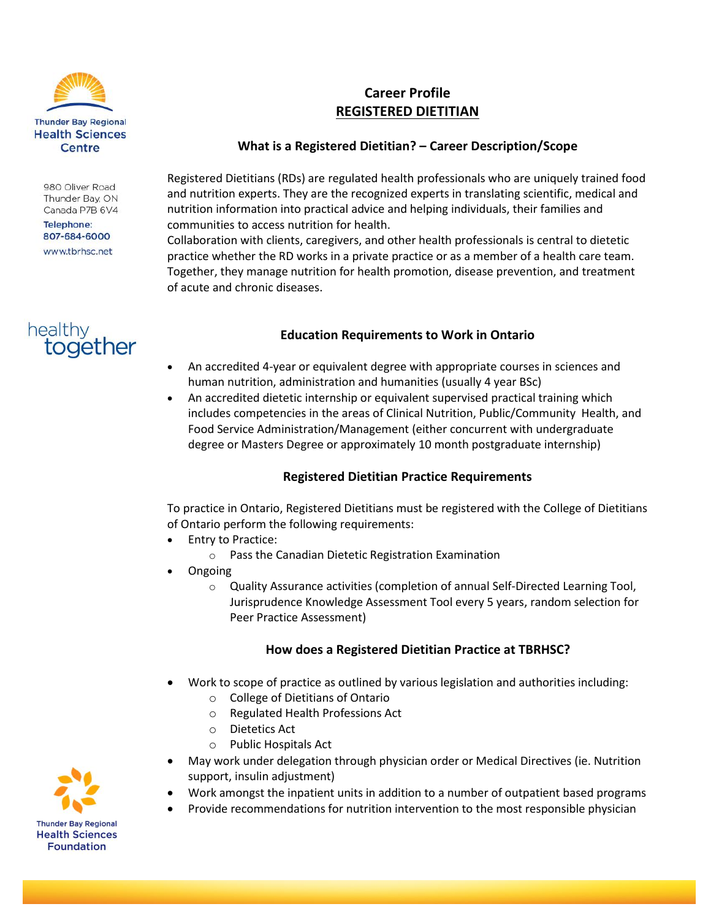Thunder Bay Regional Health Sciences Centre

980 Oliver Road
Thunder Bay, ON
Canada P7B 6V4

Telephone: 807-684-6000

www.tbrhsc.net

healthy together

# Career Profile

## REGISTERED DIETITIAN

### What is a Registered Dietitian? – Career Description/Scope

Registered Dietitians (RDs) are regulated health professionals who are uniquely trained food and nutrition experts. They are the recognized experts in translating scientific, medical and nutrition information into practical advice and helping individuals, their families and communities to access nutrition for health.

Collaboration with clients, caregivers, and other health professionals is central to dietetic practice whether the RD works in a private practice or as a member of a health care team. Together, they manage nutrition for health promotion, disease prevention, and treatment of acute and chronic diseases.

### Education Requirements to Work in Ontario

- An accredited 4-year or equivalent degree with appropriate courses in sciences and human nutrition, administration and humanities (usually 4 year BSc)
- An accredited dietetic internship or equivalent supervised practical training which includes competencies in the areas of Clinical Nutrition, Public/Community Health, and Food Service Administration/Management (either concurrent with undergraduate degree or Masters Degree or approximately 10 month postgraduate internship)

### Registered Dietitian Practice Requirements

To practice in Ontario, Registered Dietitians must be registered with the College of Dietitians of Ontario perform the following requirements:

- Entry to Practice:
  - Pass the Canadian Dietetic Registration Examination
- Ongoing
  - Quality Assurance activities (completion of annual Self-Directed Learning Tool, Jurisprudence Knowledge Assessment Tool every 5 years, random selection for Peer Practice Assessment)

### How does a Registered Dietitian Practice at TBRHSC?

- Work to scope of practice as outlined by various legislation and authorities including:
  - College of Dietitians of Ontario
  - Regulated Health Professions Act
  - Dietetics Act
  - Public Hospitals Act
- May work under delegation through physician order or Medical Directives (ie. Nutrition support, insulin adjustment)
- Work amongst the inpatient units in addition to a number of outpatient based programs
- Provide recommendations for nutrition intervention to the most responsible physician

Thunder Bay Regional Health Sciences Foundation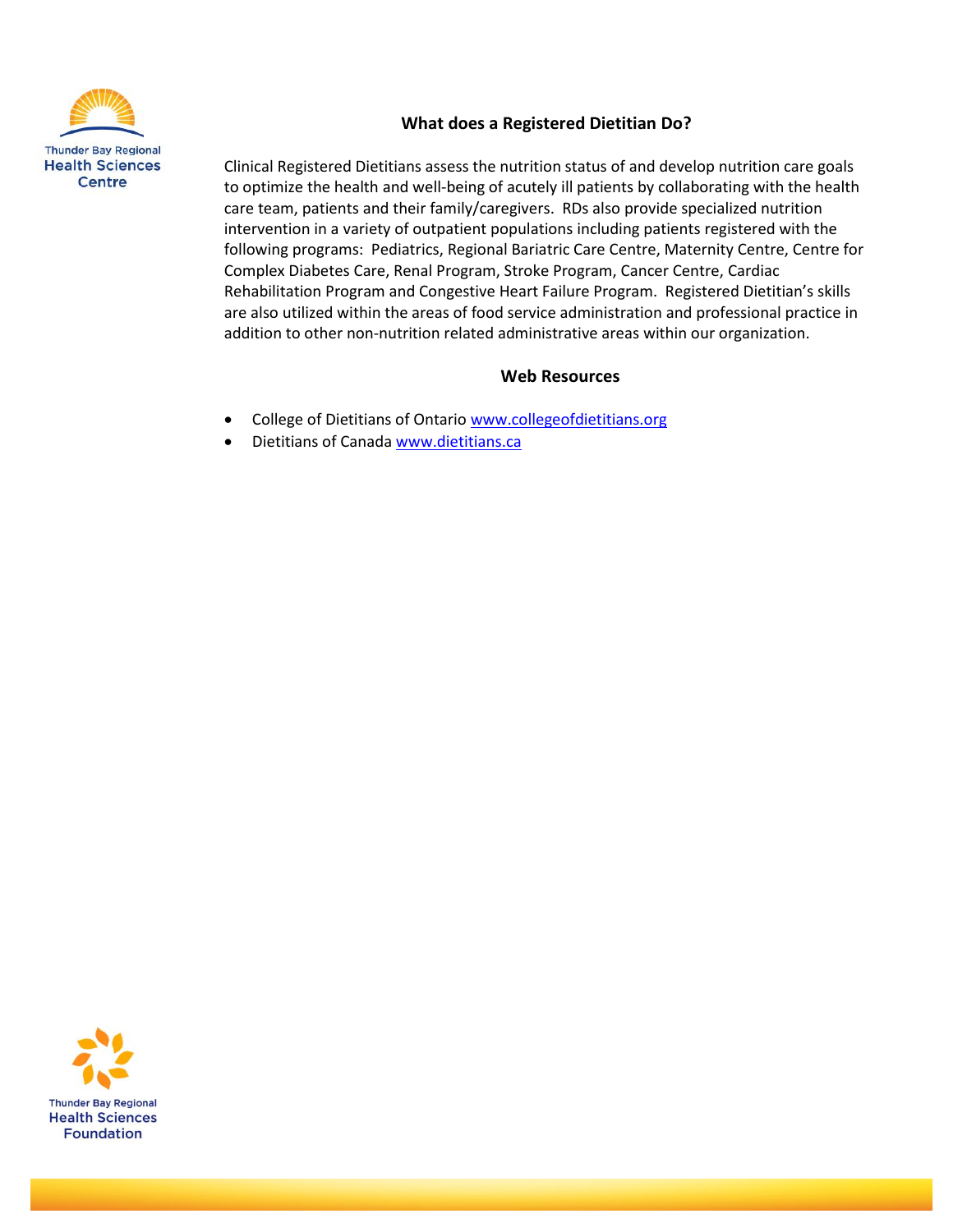## What does a Registered Dietitian Do?

Clinical Registered Dietitians assess the nutrition status of and develop nutrition care goals to optimize the health and well-being of acutely ill patients by collaborating with the health care team, patients and their family/caregivers. RDs also provide specialized nutrition intervention in a variety of outpatient populations including patients registered with the following programs: Pediatrics, Regional Bariatric Care Centre, Maternity Centre, Centre for Complex Diabetes Care, Renal Program, Stroke Program, Cancer Centre, Cardiac Rehabilitation Program and Congestive Heart Failure Program. Registered Dietitian's skills are also utilized within the areas of food service administration and professional practice in addition to other non-nutrition related administrative areas within our organization.

## Web Resources

- College of Dietitians of Ontario www.collegeofdietitians.org
- Dietitians of Canada www.dietitians.ca